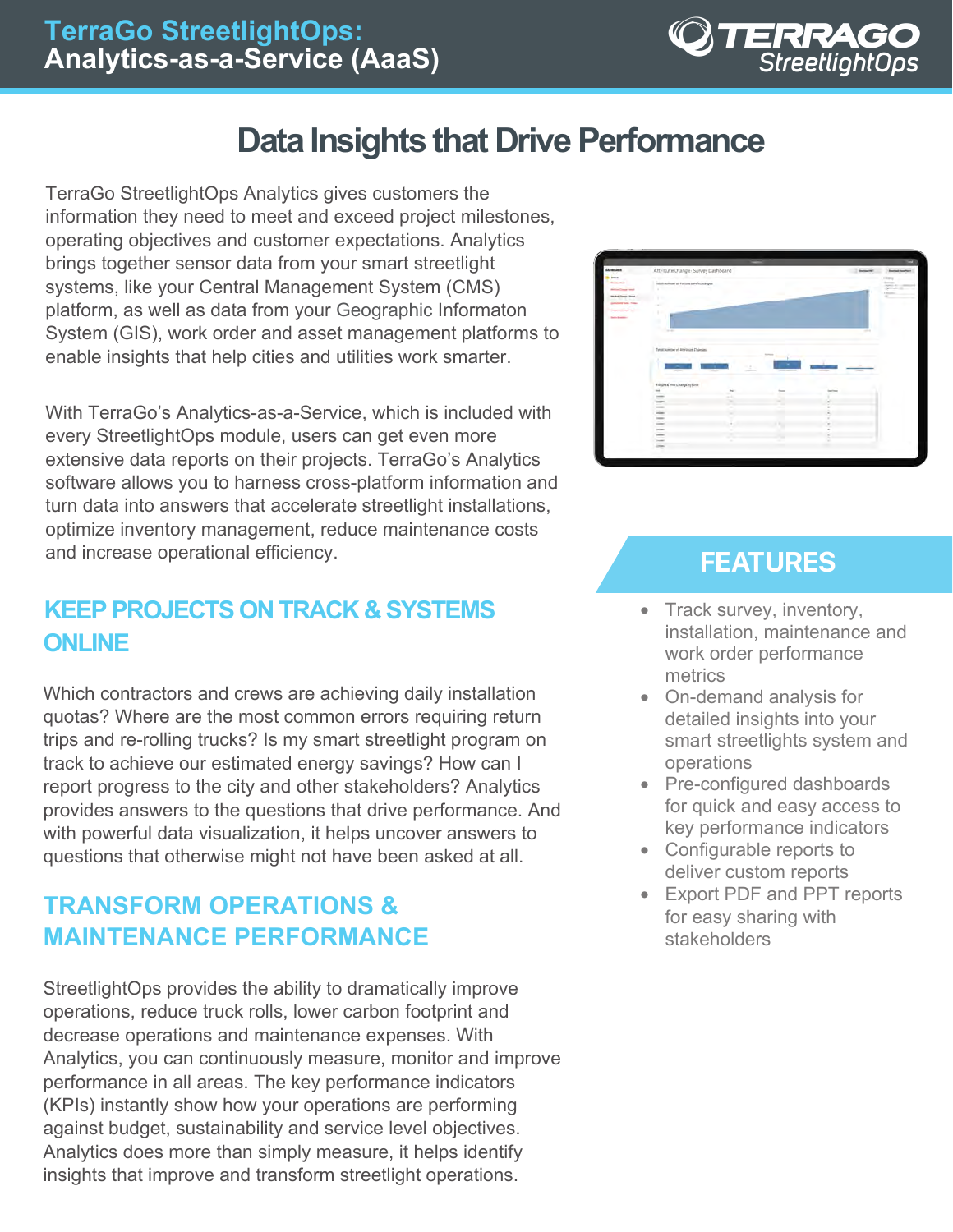# TerraGo StreetlightOps: Analytics-as-a-Service (AaaS)

## Data Insights that Drive Performance

TerraGo StreetlightOps Analytics gives customers the information they need to meet and exceed project milestones, operating objectives and customer expectations. Analytics brings together sensor data from your smart streetlight systems, like your Central Management System (CMS) platform, as well as data from your Geographic Informaton System (GIS), work order and asset management platforms to enable insights that help cities and utilities work smarter.

With TerraGo's Analytics-as-a-Service, which is included with every StreetlightOps module, users can get even more extensive data reports on their projects. TerraGo's Analytics software allows you to harness cross-platform information and turn data into answers that accelerate streetlight installations, optimize inventory management, reduce maintenance costs and increase operational efficiency.

### KEEP PROJECTS ON TRACK & SYSTEMS ONLINE

Which contractors and crews are achieving daily installation quotas? Where are the most common errors requiring return trips and re-rolling trucks? Is my smart streetlight program on track to achieve our estimated energy savings? How can I report progress to the city and other stakeholders? Analytics provides answers to the questions that drive performance. And with powerful data visualization, it helps uncover answers to questions that otherwise might not have been asked at all.

### TRANSFORM OPERATIONS & MAINTENANCE PERFORMANCE

StreetlightOps provides the ability to dramatically improve operations, reduce truck rolls, lower carbon footprint and decrease operations and maintenance expenses. With Analytics, you can continuously measure, monitor and improve performance in all areas. The key performance indicators (KPIs) instantly show how your operations are performing against budget, sustainability and service level objectives. Analytics does more than simply measure, it helps identify insights that improve and transform streetlight operations.

### FEATURES

- Track survey, inventory, installation, maintenance and work order performance metrics
- On-demand analysis for detailed insights into your smart streetlights system and operations
- Pre-configured dashboards for quick and easy access to key performance indicators
- Configurable reports to deliver custom reports
- Export PDF and PPT reports for easy sharing with stakeholders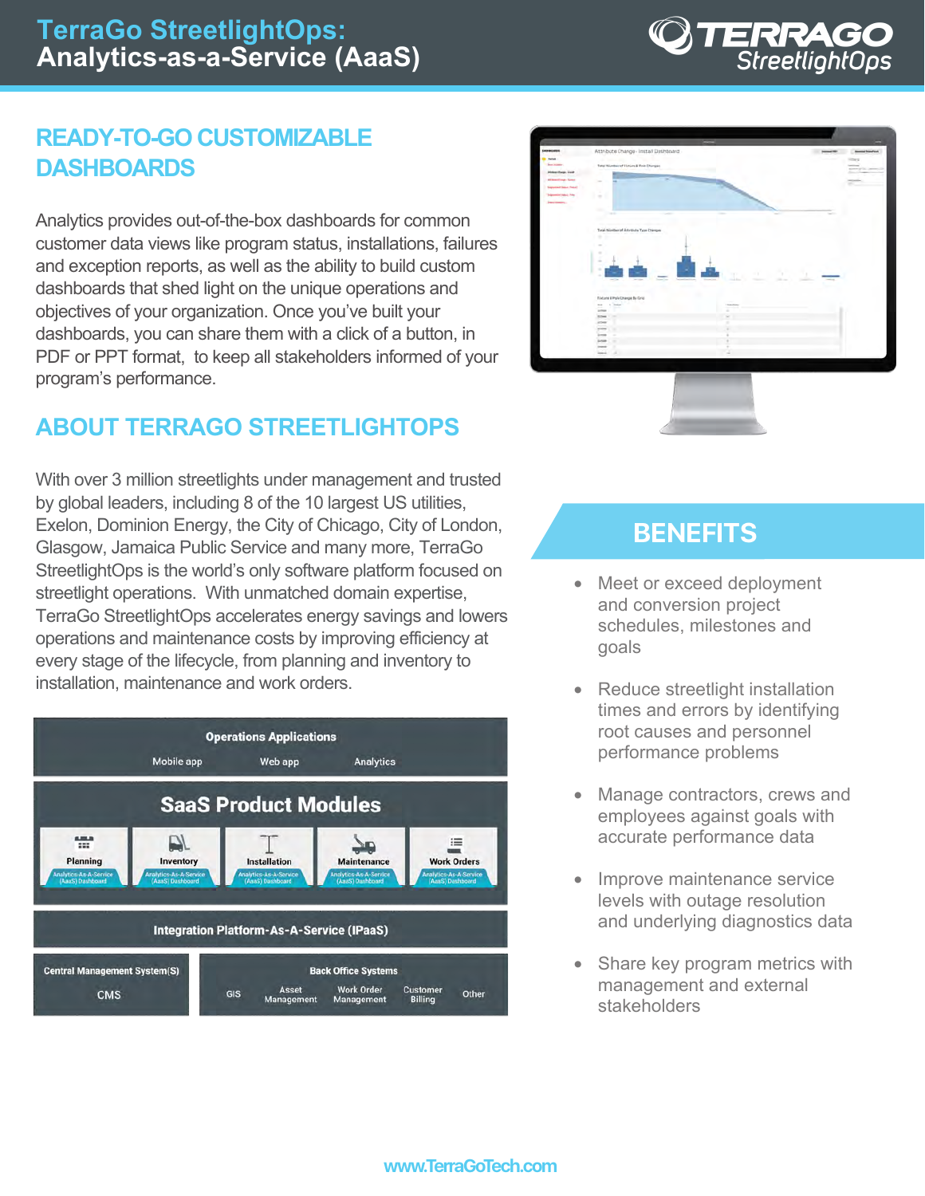# TerraGo StreetlightOps: Analytics-as-a-Service (AaaS)

## READY-TO-GO CUSTOMIZABLE DASHBOARDS

Analytics provides out-of-the-box dashboards for common customer data views like program status, installations, failures and exception reports, as well as the ability to build custom dashboards that shed light on the unique operations and objectives of your organization. Once you've built your dashboards, you can share them with a click of a button, in PDF or PPT format, to keep all stakeholders informed of your program's performance.

## ABOUT TERRAGO STREETLIGHTOPS

With over 3 million streetlights under management and trusted by global leaders, including 8 of the 10 largest US utilities, Exelon, Dominion Energy, the City of Chicago, City of London, Glasgow, Jamaica Public Service and many more, TerraGo StreetlightOps is the world's only software platform focused on streetlight operations. With unmatched domain expertise, TerraGo StreetlightOps accelerates energy savings and lowers operations and maintenance costs by improving efficiency at every stage of the lifecycle, from planning and inventory to installation, maintenance and work orders.

**Operations Applications**

Mobile app | Web app | Analytics

**SaaS Product Modules**

- Planning – Analytics-As-A-Service (AaaS) Dashboard
- Inventory – Analytics-As-A-Service (AaaS) Dashboard
- Installation – Analytics-As-A-Service (AaaS) Dashboard
- Maintenance – Analytics-As-A-Service (AaaS) Dashboard
- Work Orders – Analytics-As-A-Service (AaaS) Dashboard

**Integration Platform-As-A-Service (IPaaS)**

**Central Management System(S)**

CMS

**Back Office Systems**

GIS | Asset Management | Work Order Management | Customer Billing | Other

## BENEFITS

- Meet or exceed deployment and conversion project schedules, milestones and goals
- Reduce streetlight installation times and errors by identifying root causes and personnel performance problems
- Manage contractors, crews and employees against goals with accurate performance data
- Improve maintenance service levels with outage resolution and underlying diagnostics data
- Share key program metrics with management and external stakeholders

www.TerraGoTech.com